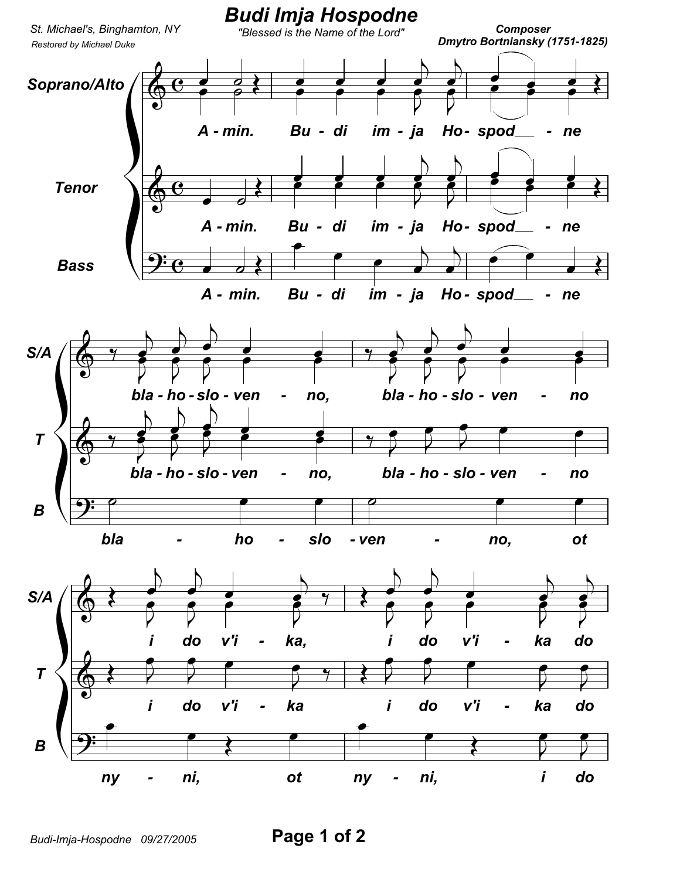# Budi Imja Hospodne

*"Blessed is the Name of the Lord"*

St. Michael's, Binghamton, NY

Restored by Michael Duke

**Composer**
**Dmytro Bortniansky (1751-1825)**

**Soprano/Alto**

A - min. Bu - di im - ja Ho- spod__ - ne

bla - ho - slo - ven - no, bla - ho - slo - ven - no

i do v'i - ka, i do v'i - ka do

**Tenor**

A - min. Bu - di im - ja Ho- spod__ - ne

bla - ho - slo - ven - no, bla - ho - slo - ven - no

i do v'i - ka i do v'i - ka do

**Bass**

A - min. Bu - di im - ja Ho- spod__ - ne

bla - ho - slo - ven - no, ot

ny - ni, ot ny - ni, i do

Budi-Imja-Hospodne 09/27/2005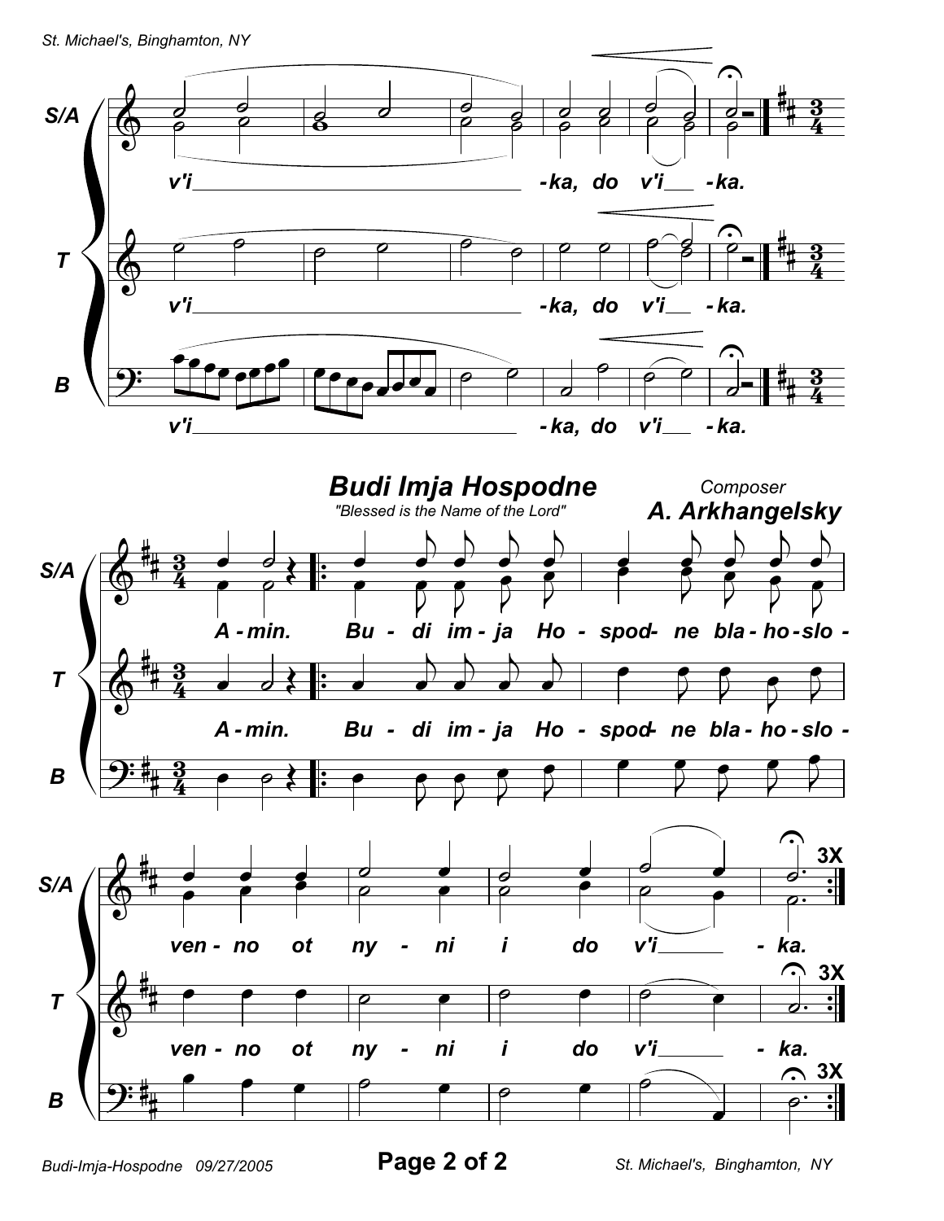S/A
v'i______________________________ -ka, do v'i___ -ka.

T
v'i______________________________ -ka, do v'i___ -ka.

B
v'i______________________________ -ka, do v'i___ -ka.

## Budi Imja Hospodne

"Blessed is the Name of the Lord"

Composer

**A. Arkhangelsky**

S/A
A - min. Bu - di im - ja Ho - spod- ne bla - ho - slo -

T
A - min. Bu - di im - ja Ho - spod- ne bla - ho - slo -

B

S/A
ven - no ot ny - ni i do v'i______ - ka. 3X

T
ven - no ot ny - ni i do v'i______ - ka. 3X

B
3X